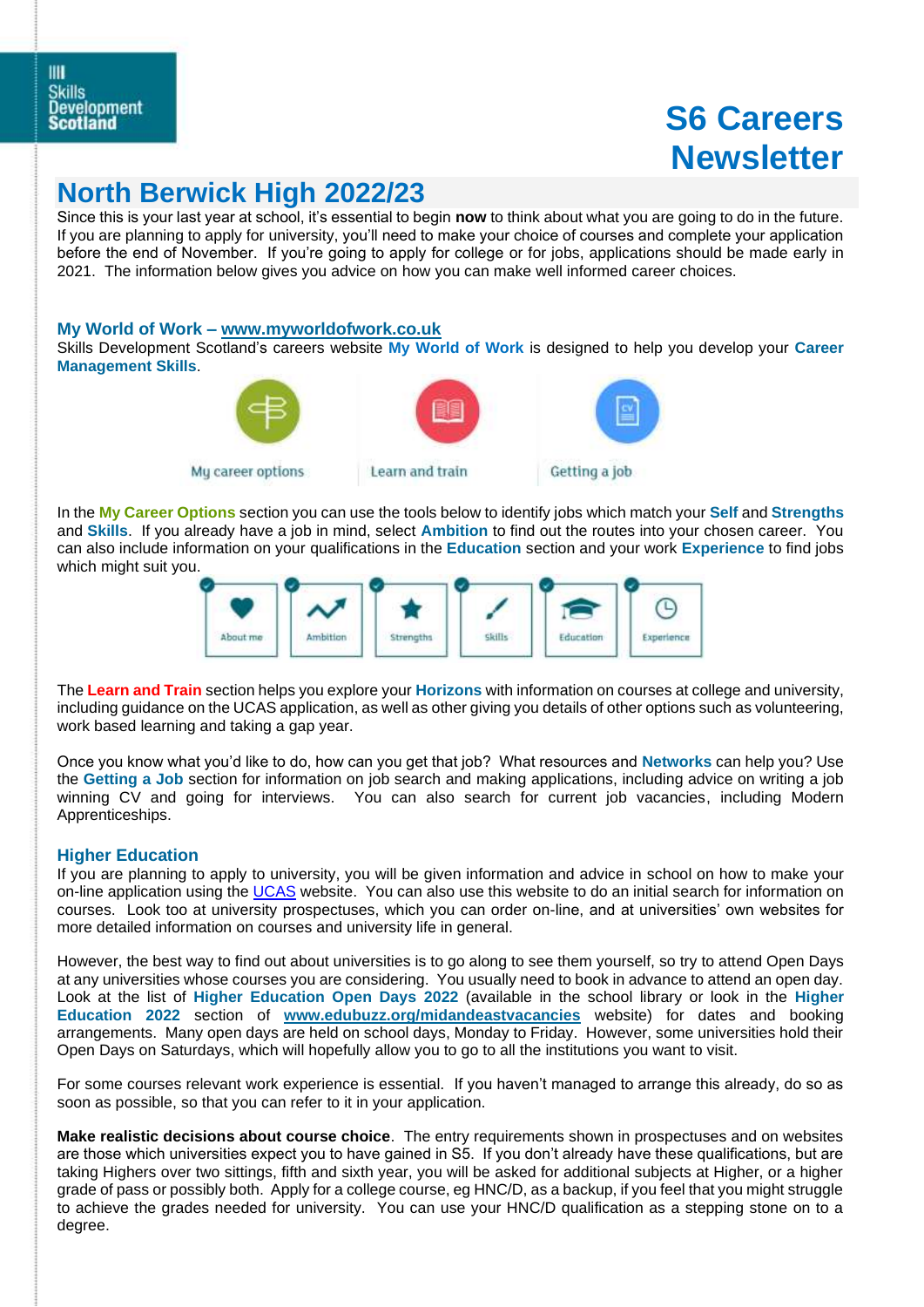Skills Development Scotland

# S6 Careers Newsletter

## North Berwick High 2022/23

Since this is your last year at school, it's essential to begin **now** to think about what you are going to do in the future. If you are planning to apply for university, you'll need to make your choice of courses and complete your application before the end of November. If you're going to apply for college or for jobs, applications should be made early in 2021. The information below gives you advice on how you can make well informed career choices.

### My World of Work – www.myworldofwork.co.uk

Skills Development Scotland's careers website **My World of Work** is designed to help you develop your **Career Management Skills**.

My career options | Learn and train | Getting a job

In the **My Career Options** section you can use the tools below to identify jobs which match your **Self** and **Strengths** and **Skills**. If you already have a job in mind, select **Ambition** to find out the routes into your chosen career. You can also include information on your qualifications in the **Education** section and your work **Experience** to find jobs which might suit you.

About me | Ambition | Strengths | Skills | Education | Experience

The **Learn and Train** section helps you explore your **Horizons** with information on courses at college and university, including guidance on the UCAS application, as well as other giving you details of other options such as volunteering, work based learning and taking a gap year.

Once you know what you'd like to do, how can you get that job? What resources and **Networks** can help you? Use the **Getting a Job** section for information on job search and making applications, including advice on writing a job winning CV and going for interviews. You can also search for current job vacancies, including Modern Apprenticeships.

### Higher Education

If you are planning to apply to university, you will be given information and advice in school on how to make your on-line application using the UCAS website. You can also use this website to do an initial search for information on courses. Look too at university prospectuses, which you can order on-line, and at universities' own websites for more detailed information on courses and university life in general.

However, the best way to find out about universities is to go along to see them yourself, so try to attend Open Days at any universities whose courses you are considering. You usually need to book in advance to attend an open day. Look at the list of **Higher Education Open Days 2022** (available in the school library or look in the **Higher Education 2022** section of **www.edubuzz.org/midandeastvacancies** website) for dates and booking arrangements. Many open days are held on school days, Monday to Friday. However, some universities hold their Open Days on Saturdays, which will hopefully allow you to go to all the institutions you want to visit.

For some courses relevant work experience is essential. If you haven't managed to arrange this already, do so as soon as possible, so that you can refer to it in your application.

**Make realistic decisions about course choice**. The entry requirements shown in prospectuses and on websites are those which universities expect you to have gained in S5. If you don't already have these qualifications, but are taking Highers over two sittings, fifth and sixth year, you will be asked for additional subjects at Higher, or a higher grade of pass or possibly both. Apply for a college course, eg HNC/D, as a backup, if you feel that you might struggle to achieve the grades needed for university. You can use your HNC/D qualification as a stepping stone on to a degree.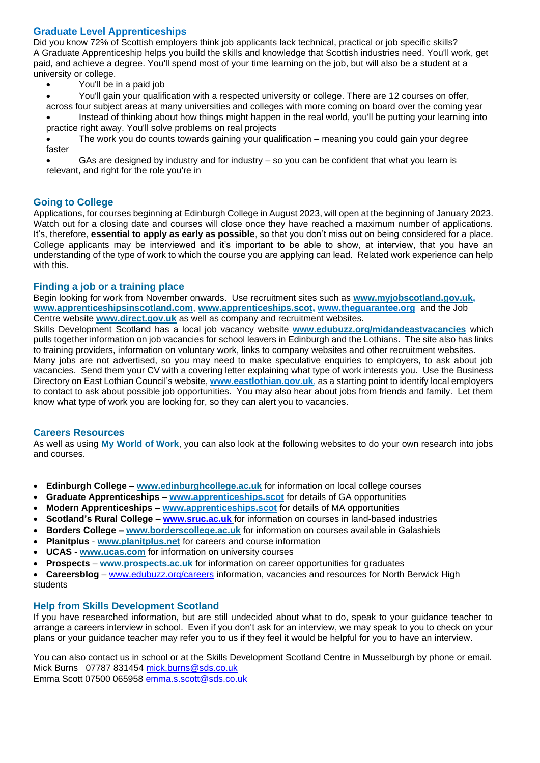## Graduate Level Apprenticeships

Did you know 72% of Scottish employers think job applicants lack technical, practical or job specific skills? A Graduate Apprenticeship helps you build the skills and knowledge that Scottish industries need. You'll work, get paid, and achieve a degree. You'll spend most of your time learning on the job, but will also be a student at a university or college.

- You'll be in a paid job
- You'll gain your qualification with a respected university or college. There are 12 courses on offer, across four subject areas at many universities and colleges with more coming on board over the coming year
- Instead of thinking about how things might happen in the real world, you'll be putting your learning into practice right away. You'll solve problems on real projects
- The work you do counts towards gaining your qualification – meaning you could gain your degree faster
- GAs are designed by industry and for industry – so you can be confident that what you learn is relevant, and right for the role you're in

## Going to College

Applications, for courses beginning at Edinburgh College in August 2023, will open at the beginning of January 2023. Watch out for a closing date and courses will close once they have reached a maximum number of applications. It's, therefore, **essential to apply as early as possible**, so that you don't miss out on being considered for a place. College applicants may be interviewed and it's important to be able to show, at interview, that you have an understanding of the type of work to which the course you are applying can lead. Related work experience can help with this.

## Finding a job or a training place

Begin looking for work from November onwards. Use recruitment sites such as **www.myjobscotland.gov.uk**, **www.apprenticeshipsinscotland.com**, **www.apprenticeships.scot**, **www.theguarantee.org** and the Job Centre website **www.direct.gov.uk** as well as company and recruitment websites.

Skills Development Scotland has a local job vacancy website **www.edubuzz.org/midandeastvacancies** which pulls together information on job vacancies for school leavers in Edinburgh and the Lothians. The site also has links to training providers, information on voluntary work, links to company websites and other recruitment websites.

Many jobs are not advertised, so you may need to make speculative enquiries to employers, to ask about job vacancies. Send them your CV with a covering letter explaining what type of work interests you. Use the Business Directory on East Lothian Council's website, **www.eastlothian.gov.uk**, as a starting point to identify local employers to contact to ask about possible job opportunities. You may also hear about jobs from friends and family. Let them know what type of work you are looking for, so they can alert you to vacancies.

## Careers Resources

As well as using **My World of Work**, you can also look at the following websites to do your own research into jobs and courses.

- **Edinburgh College – www.edinburghcollege.ac.uk** for information on local college courses
- **Graduate Apprenticeships – www.apprenticeships.scot** for details of GA opportunities
- **Modern Apprenticeships – www.apprenticeships.scot** for details of MA opportunities
- **Scotland's Rural College – www.sruc.ac.uk** for information on courses in land-based industries
- **Borders College – www.borderscollege.ac.uk** for information on courses available in Galashiels
- **Planitplus** - **www.planitplus.net** for careers and course information
- **UCAS** - **www.ucas.com** for information on university courses
- **Prospects** – **www.prospects.ac.uk** for information on career opportunities for graduates
- **Careersblog** – www.edubuzz.org/careers information, vacancies and resources for North Berwick High students

## Help from Skills Development Scotland

If you have researched information, but are still undecided about what to do, speak to your guidance teacher to arrange a careers interview in school. Even if you don't ask for an interview, we may speak to you to check on your plans or your guidance teacher may refer you to us if they feel it would be helpful for you to have an interview.

You can also contact us in school or at the Skills Development Scotland Centre in Musselburgh by phone or email.
Mick Burns 07787 831454 mick.burns@sds.co.uk
Emma Scott 07500 065958 emma.s.scott@sds.co.uk